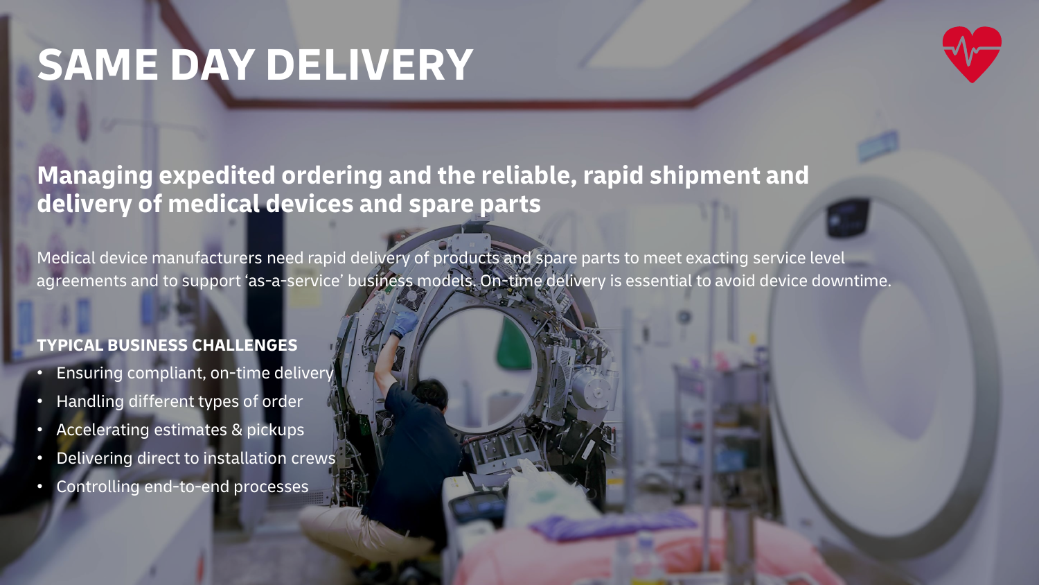# SAME DAY DELIVERY

## Managing expedited ordering and the reliable, rapid shipment and delivery of medical devices and spare parts

Medical device manufacturers need rapid delivery of products and spare parts to meet exacting service level agreements and to support ‘as-a-service’ business models. On-time delivery is essential to avoid device downtime.

**TYPICAL BUSINESS CHALLENGES**

- Ensuring compliant, on-time delivery
- Handling different types of order
- Accelerating estimates & pickups
- Delivering direct to installation crews
- Controlling end-to-end processes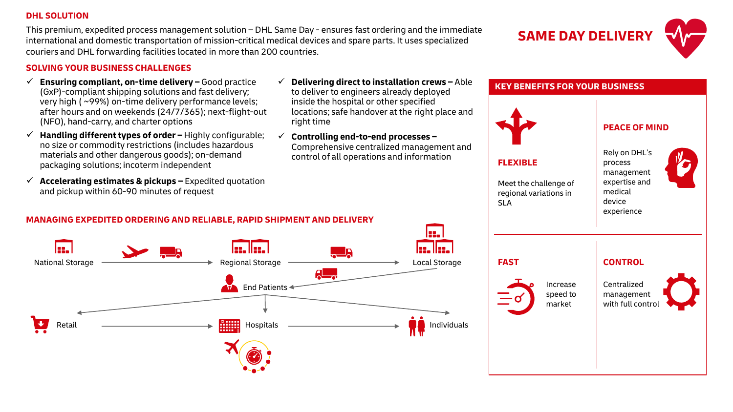## DHL SOLUTION

This premium, expedited process management solution – DHL Same Day - ensures fast ordering and the immediate international and domestic transportation of mission-critical medical devices and spare parts. It uses specialized couriers and DHL forwarding facilities located in more than 200 countries.

# SAME DAY DELIVERY

## SOLVING YOUR BUSINESS CHALLENGES

- ✓ **Ensuring compliant, on-time delivery –** Good practice (GxP)-compliant shipping solutions and fast delivery; very high ( ~99%) on-time delivery performance levels; after hours and on weekends (24/7/365); next-flight-out (NFO), hand-carry, and charter options
- ✓ **Handling different types of order –** Highly configurable; no size or commodity restrictions (includes hazardous materials and other dangerous goods); on-demand packaging solutions; incoterm independent
- ✓ **Accelerating estimates & pickups –** Expedited quotation and pickup within 60-90 minutes of request
- ✓ **Delivering direct to installation crews –** Able to deliver to engineers already deployed inside the hospital or other specified locations; safe handover at the right place and right time
- ✓ **Controlling end-to-end processes –** Comprehensive centralized management and control of all operations and information

## MANAGING EXPEDITED ORDERING AND RELIABLE, RAPID SHIPMENT AND DELIVERY

National Storage

Regional Storage

Local Storage

End Patients

Retail

Hospitals

Individuals

## KEY BENEFITS FOR YOUR BUSINESS

### FLEXIBLE

Meet the challenge of regional variations in SLA

### PEACE OF MIND

Rely on DHL's process management expertise and medical device experience

### FAST

Increase speed to market

### CONTROL

Centralized management with full control